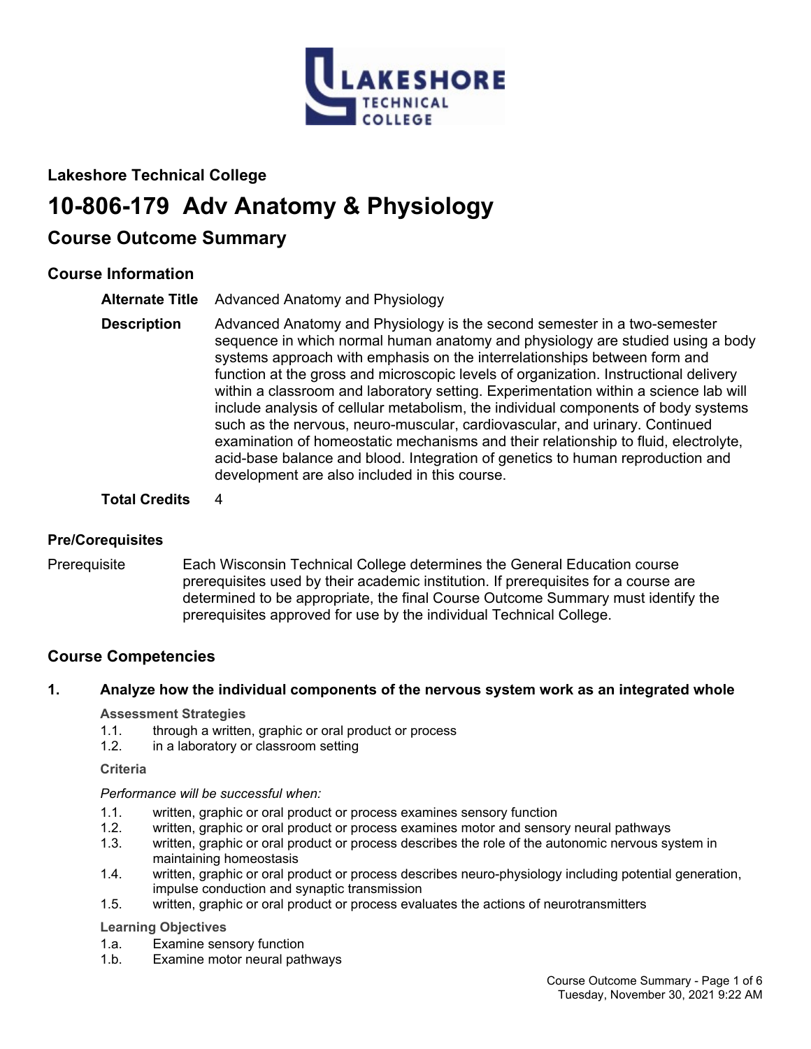**Lakeshore Technical College**

# 10-806-179 Adv Anatomy & Physiology

## Course Outcome Summary

### Course Information

**Alternate Title** Advanced Anatomy and Physiology

**Description** Advanced Anatomy and Physiology is the second semester in a two-semester sequence in which normal human anatomy and physiology are studied using a body systems approach with emphasis on the interrelationships between form and function at the gross and microscopic levels of organization. Instructional delivery within a classroom and laboratory setting. Experimentation within a science lab will include analysis of cellular metabolism, the individual components of body systems such as the nervous, neuro-muscular, cardiovascular, and urinary. Continued examination of homeostatic mechanisms and their relationship to fluid, electrolyte, acid-base balance and blood. Integration of genetics to human reproduction and development are also included in this course.

**Total Credits** 4

### Pre/Corequisites

Prerequisite Each Wisconsin Technical College determines the General Education course prerequisites used by their academic institution. If prerequisites for a course are determined to be appropriate, the final Course Outcome Summary must identify the prerequisites approved for use by the individual Technical College.

### Course Competencies

**1. Analyze how the individual components of the nervous system work as an integrated whole**

**Assessment Strategies**

1.1. through a written, graphic or oral product or process
1.2. in a laboratory or classroom setting

**Criteria**

*Performance will be successful when:*

1.1. written, graphic or oral product or process examines sensory function
1.2. written, graphic or oral product or process examines motor and sensory neural pathways
1.3. written, graphic or oral product or process describes the role of the autonomic nervous system in maintaining homeostasis
1.4. written, graphic or oral product or process describes neuro-physiology including potential generation, impulse conduction and synaptic transmission
1.5. written, graphic or oral product or process evaluates the actions of neurotransmitters

**Learning Objectives**

1.a. Examine sensory function
1.b. Examine motor neural pathways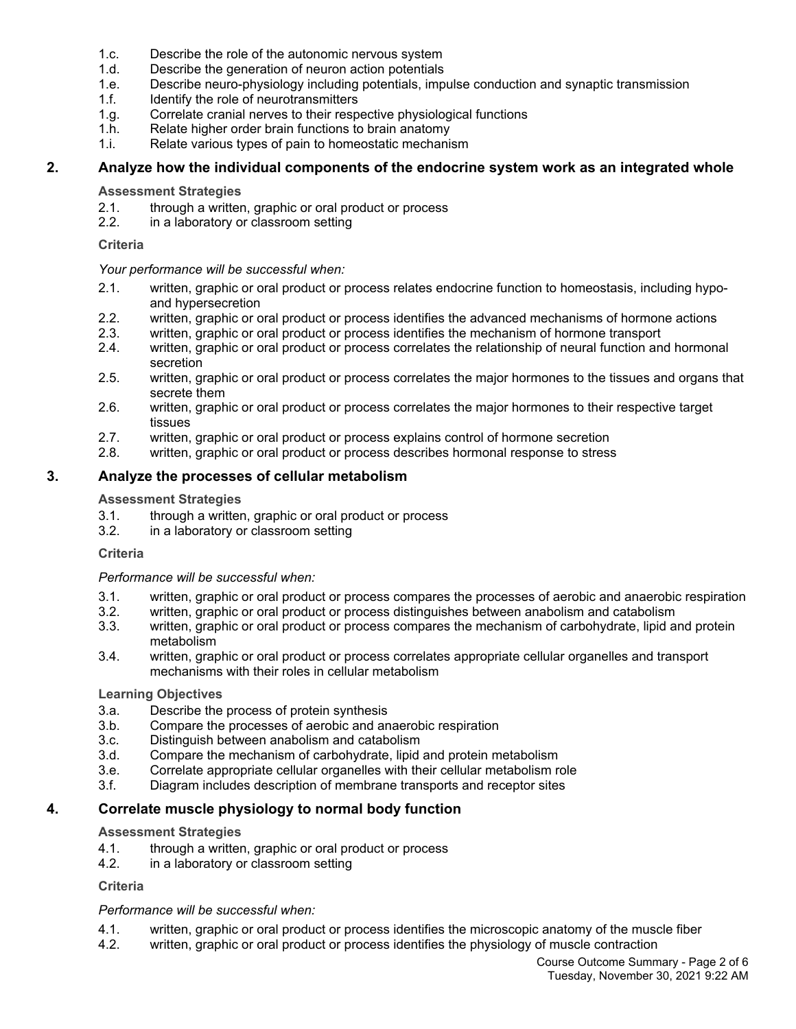1.c. Describe the role of the autonomic nervous system
1.d. Describe the generation of neuron action potentials
1.e. Describe neuro-physiology including potentials, impulse conduction and synaptic transmission
1.f. Identify the role of neurotransmitters
1.g. Correlate cranial nerves to their respective physiological functions
1.h. Relate higher order brain functions to brain anatomy
1.i. Relate various types of pain to homeostatic mechanism

## 2. Analyze how the individual components of the endocrine system work as an integrated whole

**Assessment Strategies**

2.1. through a written, graphic or oral product or process
2.2. in a laboratory or classroom setting

**Criteria**

*Your performance will be successful when:*

2.1. written, graphic or oral product or process relates endocrine function to homeostasis, including hypo- and hypersecretion
2.2. written, graphic or oral product or process identifies the advanced mechanisms of hormone actions
2.3. written, graphic or oral product or process identifies the mechanism of hormone transport
2.4. written, graphic or oral product or process correlates the relationship of neural function and hormonal secretion
2.5. written, graphic or oral product or process correlates the major hormones to the tissues and organs that secrete them
2.6. written, graphic or oral product or process correlates the major hormones to their respective target tissues
2.7. written, graphic or oral product or process explains control of hormone secretion
2.8. written, graphic or oral product or process describes hormonal response to stress

## 3. Analyze the processes of cellular metabolism

**Assessment Strategies**

3.1. through a written, graphic or oral product or process
3.2. in a laboratory or classroom setting

**Criteria**

*Performance will be successful when:*

3.1. written, graphic or oral product or process compares the processes of aerobic and anaerobic respiration
3.2. written, graphic or oral product or process distinguishes between anabolism and catabolism
3.3. written, graphic or oral product or process compares the mechanism of carbohydrate, lipid and protein metabolism
3.4. written, graphic or oral product or process correlates appropriate cellular organelles and transport mechanisms with their roles in cellular metabolism

**Learning Objectives**

3.a. Describe the process of protein synthesis
3.b. Compare the processes of aerobic and anaerobic respiration
3.c. Distinguish between anabolism and catabolism
3.d. Compare the mechanism of carbohydrate, lipid and protein metabolism
3.e. Correlate appropriate cellular organelles with their cellular metabolism role
3.f. Diagram includes description of membrane transports and receptor sites

## 4. Correlate muscle physiology to normal body function

**Assessment Strategies**

4.1. through a written, graphic or oral product or process
4.2. in a laboratory or classroom setting

**Criteria**

*Performance will be successful when:*

4.1. written, graphic or oral product or process identifies the microscopic anatomy of the muscle fiber
4.2. written, graphic or oral product or process identifies the physiology of muscle contraction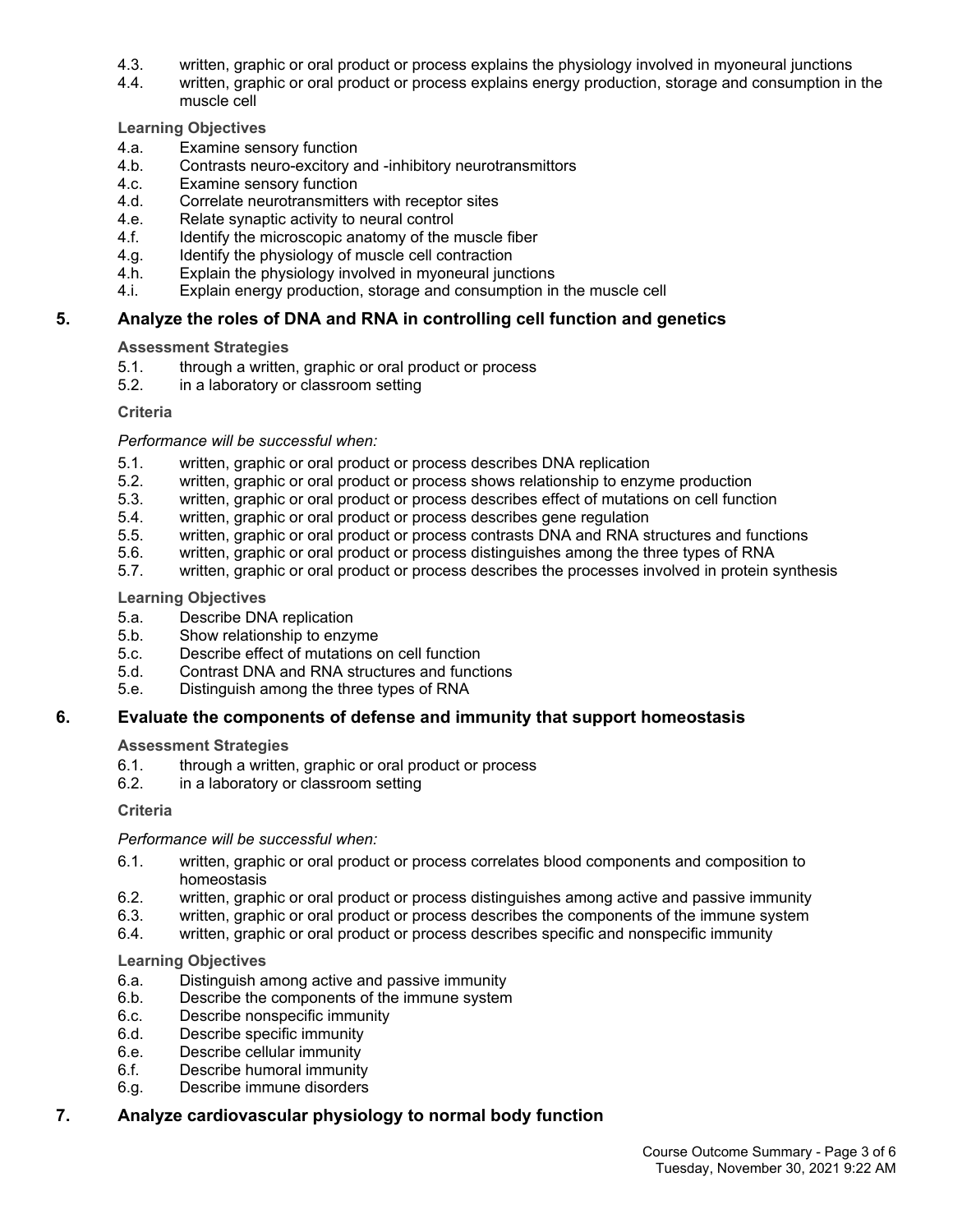4.3. written, graphic or oral product or process explains the physiology involved in myoneural junctions
4.4. written, graphic or oral product or process explains energy production, storage and consumption in the muscle cell

**Learning Objectives**

4.a. Examine sensory function
4.b. Contrasts neuro-excitory and -inhibitory neurotransmittors
4.c. Examine sensory function
4.d. Correlate neurotransmitters with receptor sites
4.e. Relate synaptic activity to neural control
4.f. Identify the microscopic anatomy of the muscle fiber
4.g. Identify the physiology of muscle cell contraction
4.h. Explain the physiology involved in myoneural junctions
4.i. Explain energy production, storage and consumption in the muscle cell

## 5. Analyze the roles of DNA and RNA in controlling cell function and genetics

**Assessment Strategies**

5.1. through a written, graphic or oral product or process
5.2. in a laboratory or classroom setting

**Criteria**

*Performance will be successful when:*

5.1. written, graphic or oral product or process describes DNA replication
5.2. written, graphic or oral product or process shows relationship to enzyme production
5.3. written, graphic or oral product or process describes effect of mutations on cell function
5.4. written, graphic or oral product or process describes gene regulation
5.5. written, graphic or oral product or process contrasts DNA and RNA structures and functions
5.6. written, graphic or oral product or process distinguishes among the three types of RNA
5.7. written, graphic or oral product or process describes the processes involved in protein synthesis

**Learning Objectives**

5.a. Describe DNA replication
5.b. Show relationship to enzyme
5.c. Describe effect of mutations on cell function
5.d. Contrast DNA and RNA structures and functions
5.e. Distinguish among the three types of RNA

## 6. Evaluate the components of defense and immunity that support homeostasis

**Assessment Strategies**

6.1. through a written, graphic or oral product or process
6.2. in a laboratory or classroom setting

**Criteria**

*Performance will be successful when:*

6.1. written, graphic or oral product or process correlates blood components and composition to homeostasis
6.2. written, graphic or oral product or process distinguishes among active and passive immunity
6.3. written, graphic or oral product or process describes the components of the immune system
6.4. written, graphic or oral product or process describes specific and nonspecific immunity

**Learning Objectives**

6.a. Distinguish among active and passive immunity
6.b. Describe the components of the immune system
6.c. Describe nonspecific immunity
6.d. Describe specific immunity
6.e. Describe cellular immunity
6.f. Describe humoral immunity
6.g. Describe immune disorders

## 7. Analyze cardiovascular physiology to normal body function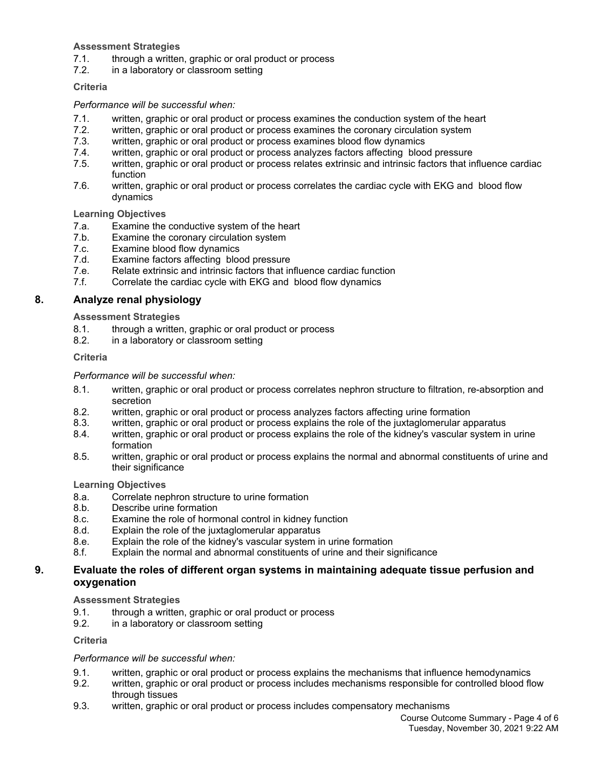**Assessment Strategies**

7.1. through a written, graphic or oral product or process
7.2. in a laboratory or classroom setting

**Criteria**

*Performance will be successful when:*

7.1. written, graphic or oral product or process examines the conduction system of the heart
7.2. written, graphic or oral product or process examines the coronary circulation system
7.3. written, graphic or oral product or process examines blood flow dynamics
7.4. written, graphic or oral product or process analyzes factors affecting blood pressure
7.5. written, graphic or oral product or process relates extrinsic and intrinsic factors that influence cardiac function
7.6. written, graphic or oral product or process correlates the cardiac cycle with EKG and blood flow dynamics

**Learning Objectives**

7.a. Examine the conductive system of the heart
7.b. Examine the coronary circulation system
7.c. Examine blood flow dynamics
7.d. Examine factors affecting blood pressure
7.e. Relate extrinsic and intrinsic factors that influence cardiac function
7.f. Correlate the cardiac cycle with EKG and blood flow dynamics

## 8. Analyze renal physiology

**Assessment Strategies**

8.1. through a written, graphic or oral product or process
8.2. in a laboratory or classroom setting

**Criteria**

*Performance will be successful when:*

8.1. written, graphic or oral product or process correlates nephron structure to filtration, re-absorption and secretion
8.2. written, graphic or oral product or process analyzes factors affecting urine formation
8.3. written, graphic or oral product or process explains the role of the juxtaglomerular apparatus
8.4. written, graphic or oral product or process explains the role of the kidney's vascular system in urine formation
8.5. written, graphic or oral product or process explains the normal and abnormal constituents of urine and their significance

**Learning Objectives**

8.a. Correlate nephron structure to urine formation
8.b. Describe urine formation
8.c. Examine the role of hormonal control in kidney function
8.d. Explain the role of the juxtaglomerular apparatus
8.e. Explain the role of the kidney's vascular system in urine formation
8.f. Explain the normal and abnormal constituents of urine and their significance

## 9. Evaluate the roles of different organ systems in maintaining adequate tissue perfusion and oxygenation

**Assessment Strategies**

9.1. through a written, graphic or oral product or process
9.2. in a laboratory or classroom setting

**Criteria**

*Performance will be successful when:*

9.1. written, graphic or oral product or process explains the mechanisms that influence hemodynamics
9.2. written, graphic or oral product or process includes mechanisms responsible for controlled blood flow through tissues
9.3. written, graphic or oral product or process includes compensatory mechanisms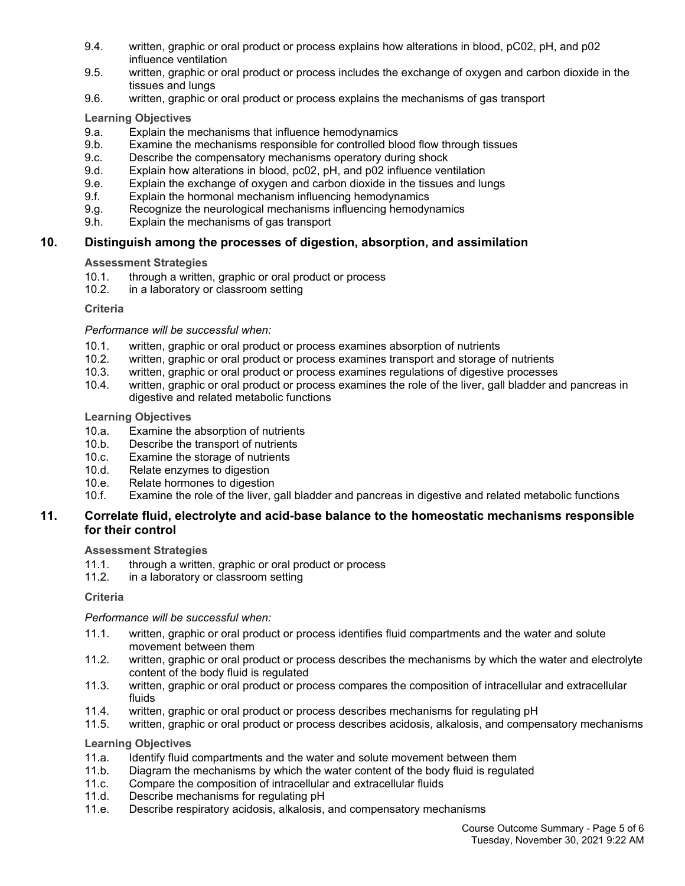9.4. written, graphic or oral product or process explains how alterations in blood, pC02, pH, and p02 influence ventilation

9.5. written, graphic or oral product or process includes the exchange of oxygen and carbon dioxide in the tissues and lungs

9.6. written, graphic or oral product or process explains the mechanisms of gas transport

**Learning Objectives**

9.a. Explain the mechanisms that influence hemodynamics

9.b. Examine the mechanisms responsible for controlled blood flow through tissues

9.c. Describe the compensatory mechanisms operatory during shock

9.d. Explain how alterations in blood, pc02, pH, and p02 influence ventilation

9.e. Explain the exchange of oxygen and carbon dioxide in the tissues and lungs

9.f. Explain the hormonal mechanism influencing hemodynamics

9.g. Recognize the neurological mechanisms influencing hemodynamics

9.h. Explain the mechanisms of gas transport

## 10. Distinguish among the processes of digestion, absorption, and assimilation

**Assessment Strategies**

10.1. through a written, graphic or oral product or process

10.2. in a laboratory or classroom setting

**Criteria**

*Performance will be successful when:*

10.1. written, graphic or oral product or process examines absorption of nutrients

10.2. written, graphic or oral product or process examines transport and storage of nutrients

10.3. written, graphic or oral product or process examines regulations of digestive processes

10.4. written, graphic or oral product or process examines the role of the liver, gall bladder and pancreas in digestive and related metabolic functions

**Learning Objectives**

10.a. Examine the absorption of nutrients

10.b. Describe the transport of nutrients

10.c. Examine the storage of nutrients

10.d. Relate enzymes to digestion

10.e. Relate hormones to digestion

10.f. Examine the role of the liver, gall bladder and pancreas in digestive and related metabolic functions

## 11. Correlate fluid, electrolyte and acid-base balance to the homeostatic mechanisms responsible for their control

**Assessment Strategies**

11.1. through a written, graphic or oral product or process

11.2. in a laboratory or classroom setting

**Criteria**

*Performance will be successful when:*

11.1. written, graphic or oral product or process identifies fluid compartments and the water and solute movement between them

11.2. written, graphic or oral product or process describes the mechanisms by which the water and electrolyte content of the body fluid is regulated

11.3. written, graphic or oral product or process compares the composition of intracellular and extracellular fluids

11.4. written, graphic or oral product or process describes mechanisms for regulating pH

11.5. written, graphic or oral product or process describes acidosis, alkalosis, and compensatory mechanisms

**Learning Objectives**

11.a. Identify fluid compartments and the water and solute movement between them

11.b. Diagram the mechanisms by which the water content of the body fluid is regulated

11.c. Compare the composition of intracellular and extracellular fluids

11.d. Describe mechanisms for regulating pH

11.e. Describe respiratory acidosis, alkalosis, and compensatory mechanisms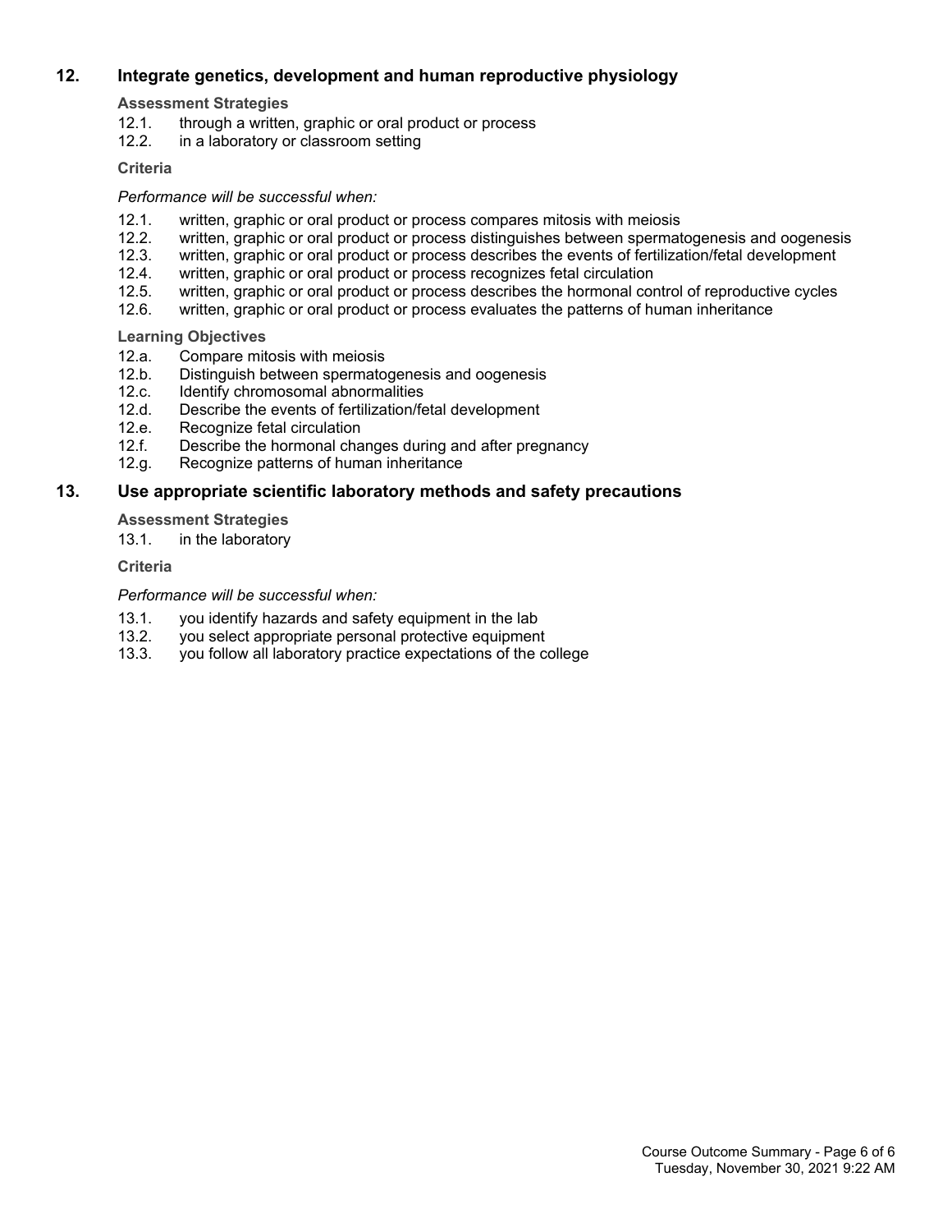## 12. Integrate genetics, development and human reproductive physiology

**Assessment Strategies**

12.1. through a written, graphic or oral product or process
12.2. in a laboratory or classroom setting

**Criteria**

*Performance will be successful when:*

12.1. written, graphic or oral product or process compares mitosis with meiosis
12.2. written, graphic or oral product or process distinguishes between spermatogenesis and oogenesis
12.3. written, graphic or oral product or process describes the events of fertilization/fetal development
12.4. written, graphic or oral product or process recognizes fetal circulation
12.5. written, graphic or oral product or process describes the hormonal control of reproductive cycles
12.6. written, graphic or oral product or process evaluates the patterns of human inheritance

**Learning Objectives**

12.a. Compare mitosis with meiosis
12.b. Distinguish between spermatogenesis and oogenesis
12.c. Identify chromosomal abnormalities
12.d. Describe the events of fertilization/fetal development
12.e. Recognize fetal circulation
12.f. Describe the hormonal changes during and after pregnancy
12.g. Recognize patterns of human inheritance

## 13. Use appropriate scientific laboratory methods and safety precautions

**Assessment Strategies**

13.1. in the laboratory

**Criteria**

*Performance will be successful when:*

13.1. you identify hazards and safety equipment in the lab
13.2. you select appropriate personal protective equipment
13.3. you follow all laboratory practice expectations of the college